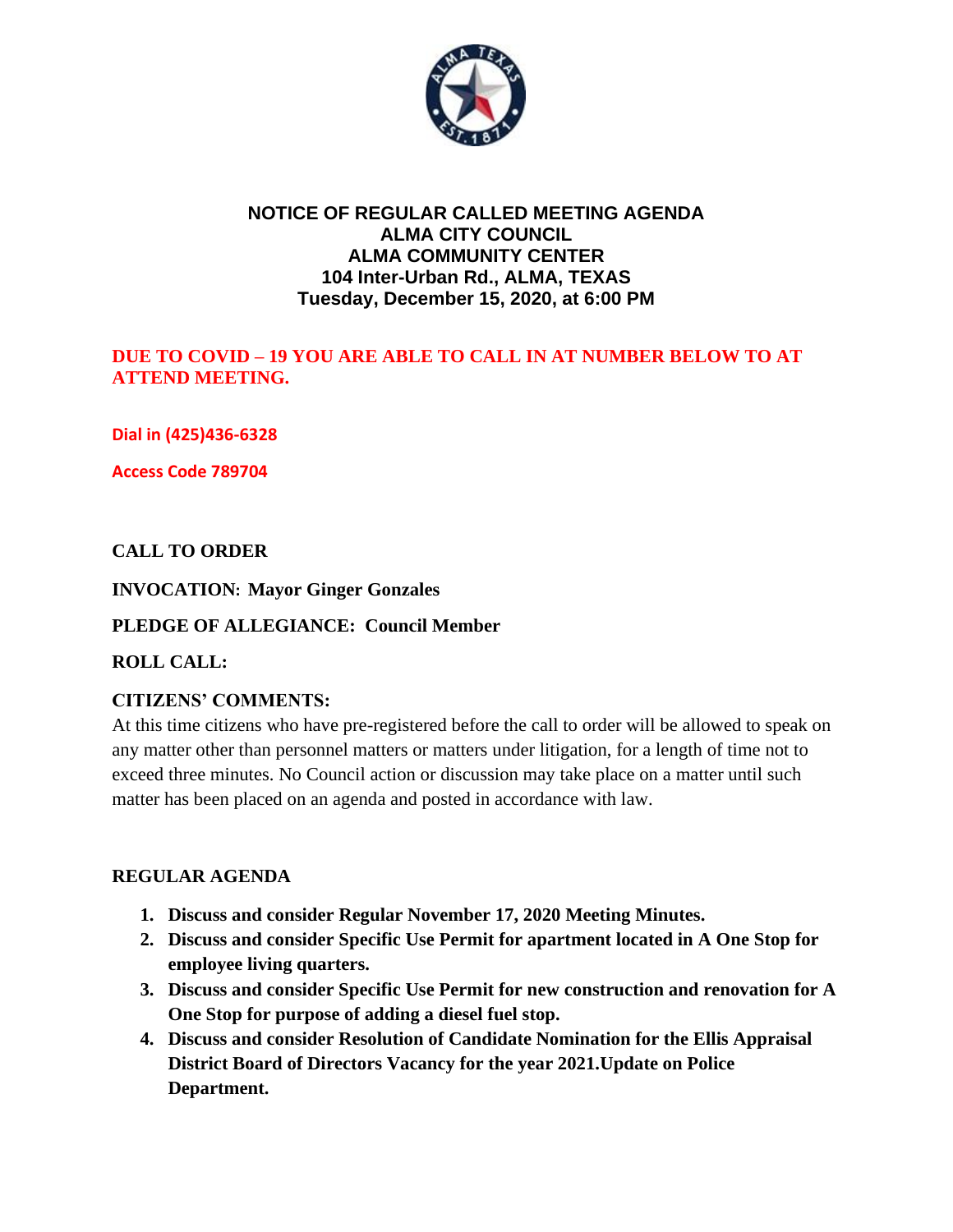# NOTICE OF REGULAR CALLED MEETING AGENDA
# ALMA CITY COUNCIL
# ALMA COMMUNITY CENTER
# 104 Inter-Urban Rd., ALMA, TEXAS
# Tuesday, December 15, 2020, at 6:00 PM

**DUE TO COVID – 19 YOU ARE ABLE TO CALL IN AT NUMBER BELOW TO AT ATTEND MEETING.**

**Dial in (425)436-6328**

**Access Code 789704**

**CALL TO ORDER**

**INVOCATION: Mayor Ginger Gonzales**

**PLEDGE OF ALLEGIANCE: Council Member**

**ROLL CALL:**

**CITIZENS' COMMENTS:**

At this time citizens who have pre-registered before the call to order will be allowed to speak on any matter other than personnel matters or matters under litigation, for a length of time not to exceed three minutes. No Council action or discussion may take place on a matter until such matter has been placed on an agenda and posted in accordance with law.

**REGULAR AGENDA**

1. **Discuss and consider Regular November 17, 2020 Meeting Minutes.**
2. **Discuss and consider Specific Use Permit for apartment located in A One Stop for employee living quarters.**
3. **Discuss and consider Specific Use Permit for new construction and renovation for A One Stop for purpose of adding a diesel fuel stop.**
4. **Discuss and consider Resolution of Candidate Nomination for the Ellis Appraisal District Board of Directors Vacancy for the year 2021.Update on Police Department.**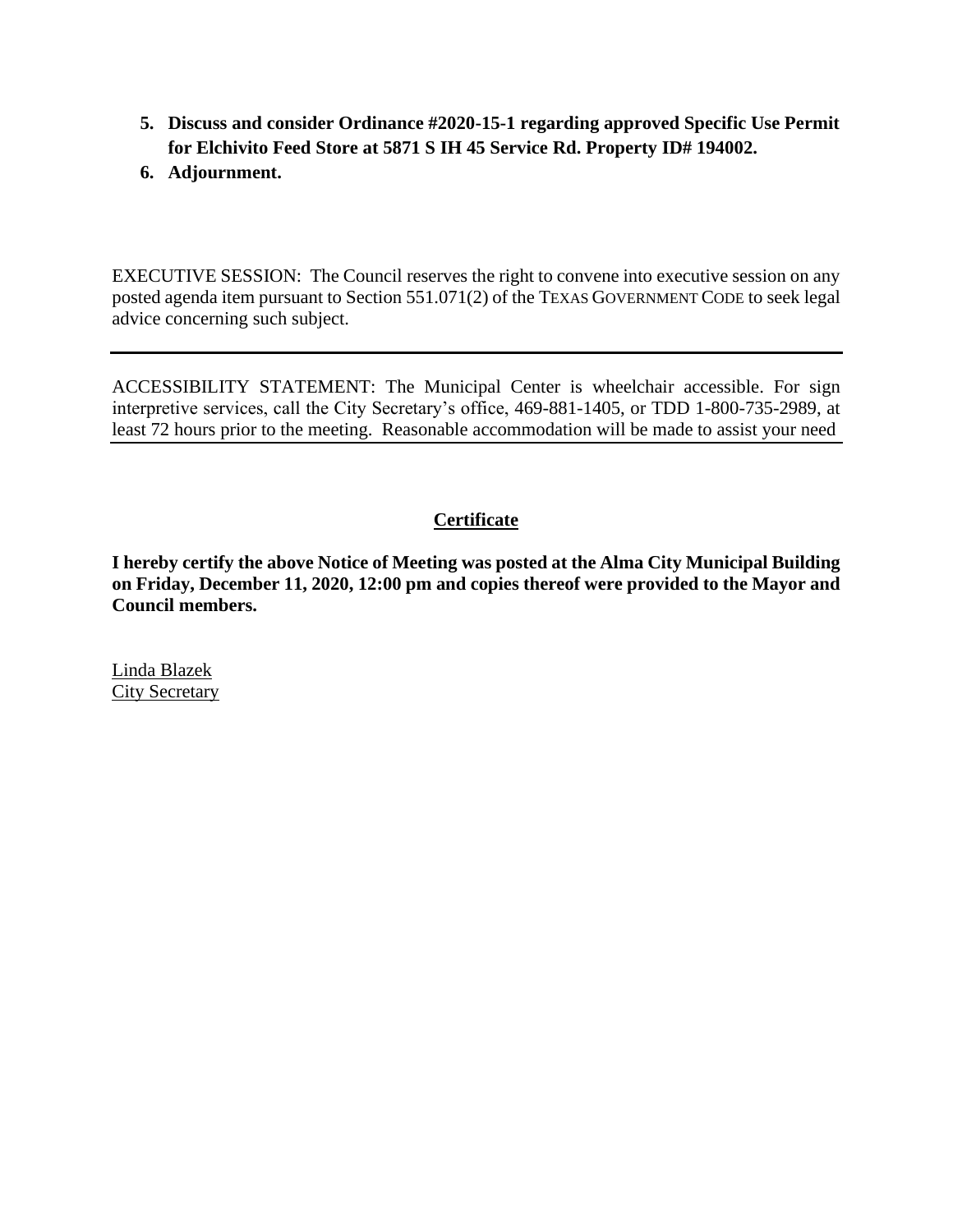5. **Discuss and consider Ordinance #2020-15-1 regarding approved Specific Use Permit for Elchivito Feed Store at 5871 S IH 45 Service Rd. Property ID# 194002.**
6. **Adjournment.**

EXECUTIVE SESSION: The Council reserves the right to convene into executive session on any posted agenda item pursuant to Section 551.071(2) of the TEXAS GOVERNMENT CODE to seek legal advice concerning such subject.

---

ACCESSIBILITY STATEMENT: The Municipal Center is wheelchair accessible. For sign interpretive services, call the City Secretary's office, 469-881-1405, or TDD 1-800-735-2989, at least 72 hours prior to the meeting. Reasonable accommodation will be made to assist your need

## Certificate

**I hereby certify the above Notice of Meeting was posted at the Alma City Municipal Building on Friday, December 11, 2020, 12:00 pm and copies thereof were provided to the Mayor and Council members.**

Linda Blazek
City Secretary